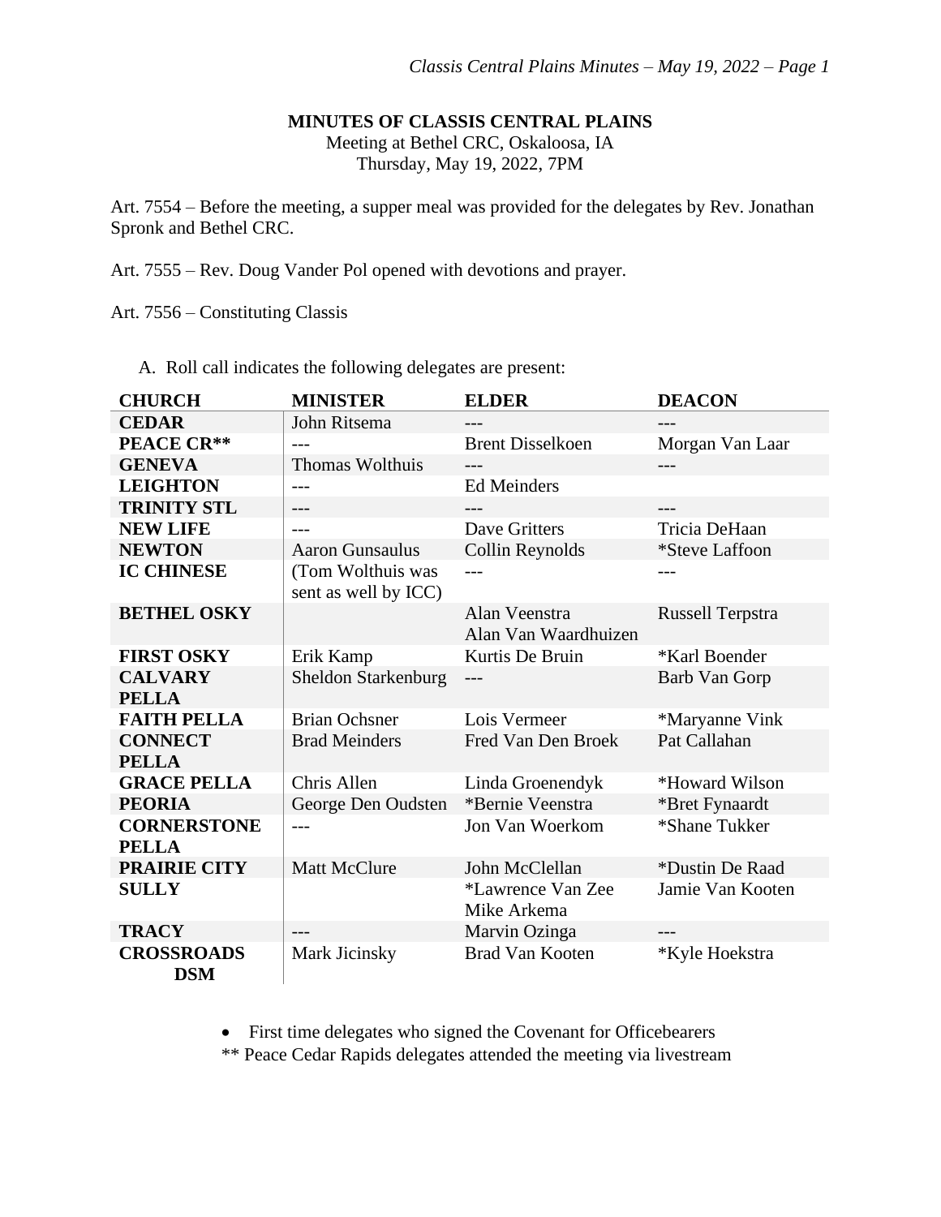**MINUTES OF CLASSIS CENTRAL PLAINS**

Meeting at Bethel CRC, Oskaloosa, IA
Thursday, May 19, 2022, 7PM

Art. 7554 – Before the meeting, a supper meal was provided for the delegates by Rev. Jonathan Spronk and Bethel CRC.

Art. 7555 – Rev. Doug Vander Pol opened with devotions and prayer.

Art. 7556 – Constituting Classis

A. Roll call indicates the following delegates are present:

| CHURCH | MINISTER | ELDER | DEACON |
|---|---|---|---|
| **CEDAR** | John Ritsema | --- | --- |
| **PEACE CR**** | --- | Brent Disselkoen | Morgan Van Laar |
| **GENEVA** | Thomas Wolthuis | --- | --- |
| **LEIGHTON** | --- | Ed Meinders | |
| **TRINITY STL** | --- | --- | --- |
| **NEW LIFE** | --- | Dave Gritters | Tricia DeHaan |
| **NEWTON** | Aaron Gunsaulus | Collin Reynolds | *Steve Laffoon |
| **IC CHINESE** | (Tom Wolthuis was sent as well by ICC) | --- | --- |
| **BETHEL OSKY** | | Alan Veenstra<br>Alan Van Waardhuizen | Russell Terpstra |
| **FIRST OSKY** | Erik Kamp | Kurtis De Bruin | *Karl Boender |
| **CALVARY PELLA** | Sheldon Starkenburg | --- | Barb Van Gorp |
| **FAITH PELLA** | Brian Ochsner | Lois Vermeer | *Maryanne Vink |
| **CONNECT PELLA** | Brad Meinders | Fred Van Den Broek | Pat Callahan |
| **GRACE PELLA** | Chris Allen | Linda Groenendyk | *Howard Wilson |
| **PEORIA** | George Den Oudsten | *Bernie Veenstra | *Bret Fynaardt |
| **CORNERSTONE PELLA** | --- | Jon Van Woerkom | *Shane Tukker |
| **PRAIRIE CITY** | Matt McClure | John McClellan | *Dustin De Raad |
| **SULLY** | | *Lawrence Van Zee<br>Mike Arkema | Jamie Van Kooten |
| **TRACY** | --- | Marvin Ozinga | --- |
| **CROSSROADS DSM** | Mark Jicinsky | Brad Van Kooten | *Kyle Hoekstra |

- First time delegates who signed the Covenant for Officebearers

** Peace Cedar Rapids delegates attended the meeting via livestream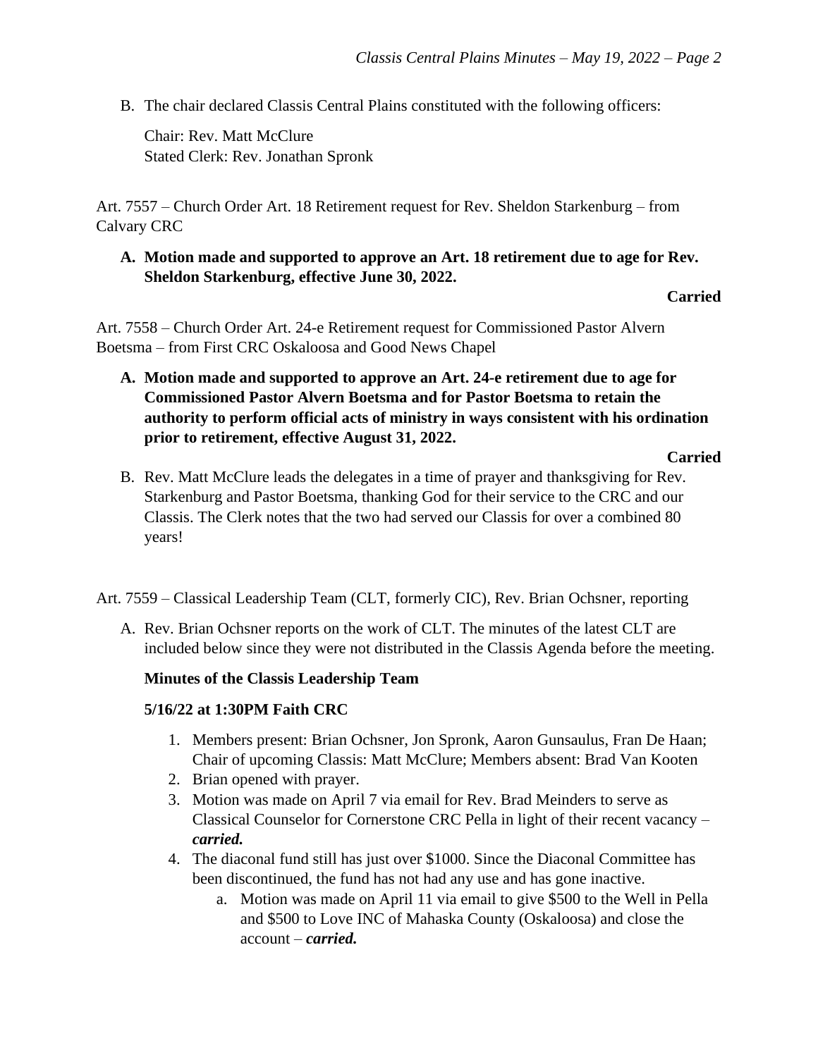B. The chair declared Classis Central Plains constituted with the following officers:

Chair: Rev. Matt McClure
Stated Clerk: Rev. Jonathan Spronk

Art. 7557 – Church Order Art. 18 Retirement request for Rev. Sheldon Starkenburg – from Calvary CRC

**A. Motion made and supported to approve an Art. 18 retirement due to age for Rev. Sheldon Starkenburg, effective June 30, 2022.**

**Carried**

Art. 7558 – Church Order Art. 24-e Retirement request for Commissioned Pastor Alvern Boetsma – from First CRC Oskaloosa and Good News Chapel

**A. Motion made and supported to approve an Art. 24-e retirement due to age for Commissioned Pastor Alvern Boetsma and for Pastor Boetsma to retain the authority to perform official acts of ministry in ways consistent with his ordination prior to retirement, effective August 31, 2022.**

**Carried**

B. Rev. Matt McClure leads the delegates in a time of prayer and thanksgiving for Rev. Starkenburg and Pastor Boetsma, thanking God for their service to the CRC and our Classis. The Clerk notes that the two had served our Classis for over a combined 80 years!

Art. 7559 – Classical Leadership Team (CLT, formerly CIC), Rev. Brian Ochsner, reporting

A. Rev. Brian Ochsner reports on the work of CLT. The minutes of the latest CLT are included below since they were not distributed in the Classis Agenda before the meeting.

**Minutes of the Classis Leadership Team**

**5/16/22 at 1:30PM Faith CRC**

1. Members present: Brian Ochsner, Jon Spronk, Aaron Gunsaulus, Fran De Haan; Chair of upcoming Classis: Matt McClure; Members absent: Brad Van Kooten
2. Brian opened with prayer.
3. Motion was made on April 7 via email for Rev. Brad Meinders to serve as Classical Counselor for Cornerstone CRC Pella in light of their recent vacancy – ***carried.***
4. The diaconal fund still has just over $1000. Since the Diaconal Committee has been discontinued, the fund has not had any use and has gone inactive.
   a. Motion was made on April 11 via email to give $500 to the Well in Pella and $500 to Love INC of Mahaska County (Oskaloosa) and close the account – ***carried.***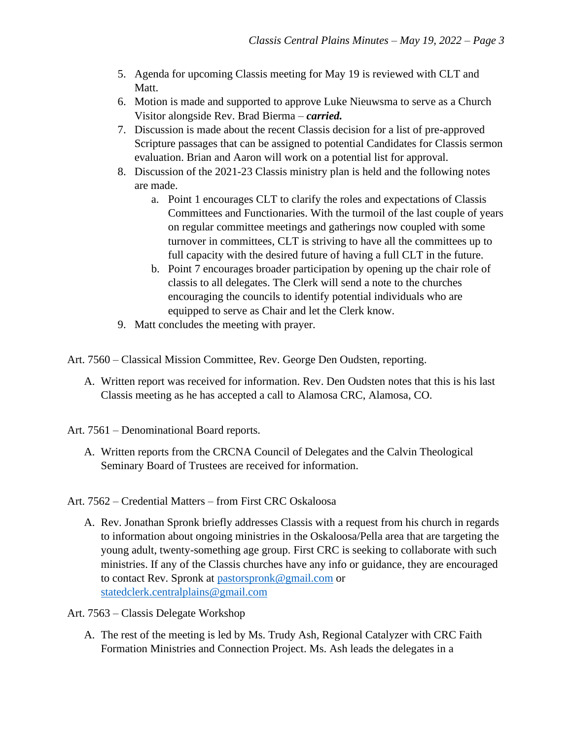5. Agenda for upcoming Classis meeting for May 19 is reviewed with CLT and Matt.
6. Motion is made and supported to approve Luke Nieuwsma to serve as a Church Visitor alongside Rev. Brad Bierma – ***carried.***
7. Discussion is made about the recent Classis decision for a list of pre-approved Scripture passages that can be assigned to potential Candidates for Classis sermon evaluation. Brian and Aaron will work on a potential list for approval.
8. Discussion of the 2021-23 Classis ministry plan is held and the following notes are made.
    a. Point 1 encourages CLT to clarify the roles and expectations of Classis Committees and Functionaries. With the turmoil of the last couple of years on regular committee meetings and gatherings now coupled with some turnover in committees, CLT is striving to have all the committees up to full capacity with the desired future of having a full CLT in the future.
    b. Point 7 encourages broader participation by opening up the chair role of classis to all delegates. The Clerk will send a note to the churches encouraging the councils to identify potential individuals who are equipped to serve as Chair and let the Clerk know.
9. Matt concludes the meeting with prayer.

Art. 7560 – Classical Mission Committee, Rev. George Den Oudsten, reporting.

A. Written report was received for information. Rev. Den Oudsten notes that this is his last Classis meeting as he has accepted a call to Alamosa CRC, Alamosa, CO.

Art. 7561 – Denominational Board reports.

A. Written reports from the CRCNA Council of Delegates and the Calvin Theological Seminary Board of Trustees are received for information.

Art. 7562 – Credential Matters – from First CRC Oskaloosa

A. Rev. Jonathan Spronk briefly addresses Classis with a request from his church in regards to information about ongoing ministries in the Oskaloosa/Pella area that are targeting the young adult, twenty-something age group. First CRC is seeking to collaborate with such ministries. If any of the Classis churches have any info or guidance, they are encouraged to contact Rev. Spronk at pastorspronk@gmail.com or statedclerk.centralplains@gmail.com

Art. 7563 – Classis Delegate Workshop

A. The rest of the meeting is led by Ms. Trudy Ash, Regional Catalyzer with CRC Faith Formation Ministries and Connection Project. Ms. Ash leads the delegates in a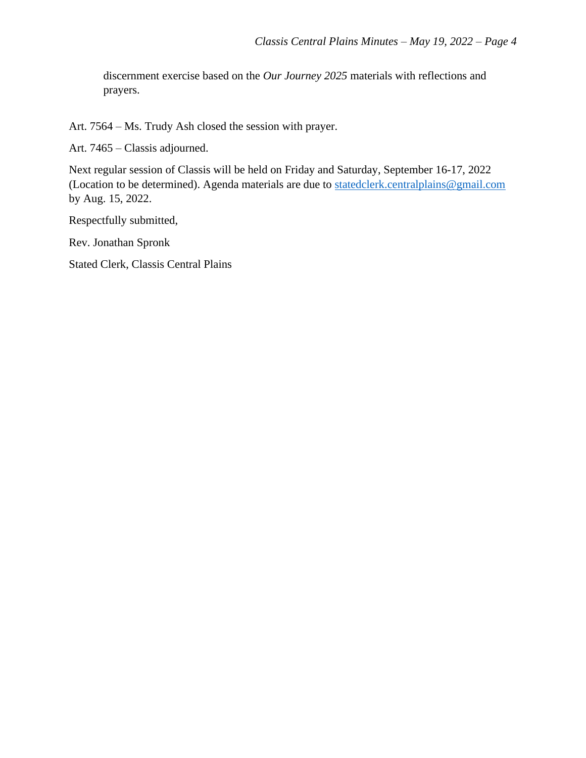discernment exercise based on the *Our Journey 2025* materials with reflections and prayers.

Art. 7564 – Ms. Trudy Ash closed the session with prayer.

Art. 7465 – Classis adjourned.

Next regular session of Classis will be held on Friday and Saturday, September 16-17, 2022 (Location to be determined). Agenda materials are due to statedclerk.centralplains@gmail.com by Aug. 15, 2022.

Respectfully submitted,

Rev. Jonathan Spronk

Stated Clerk, Classis Central Plains